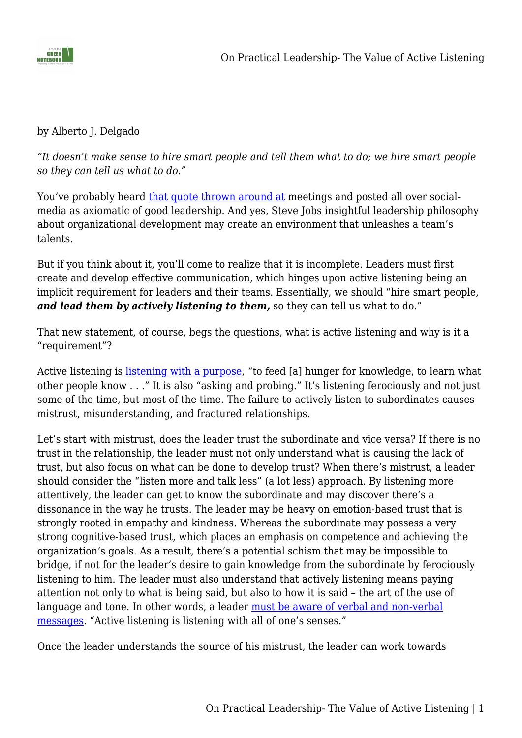by Alberto J. Delgado

*"It doesn't make sense to hire smart people and tell them what to do; we hire smart people so they can tell us what to do."*

You've probably heard that quote thrown around at meetings and posted all over social-media as axiomatic of good leadership. And yes, Steve Jobs insightful leadership philosophy about organizational development may create an environment that unleashes a team's talents.

But if you think about it, you'll come to realize that it is incomplete. Leaders must first create and develop effective communication, which hinges upon active listening being an implicit requirement for leaders and their teams. Essentially, we should "hire smart people, ***and lead them by actively listening to them,*** so they can tell us what to do."

That new statement, of course, begs the questions, what is active listening and why is it a "requirement"?

Active listening is listening with a purpose, "to feed [a] hunger for knowledge, to learn what other people know . . ." It is also "asking and probing." It's listening ferociously and not just some of the time, but most of the time. The failure to actively listen to subordinates causes mistrust, misunderstanding, and fractured relationships.

Let's start with mistrust, does the leader trust the subordinate and vice versa? If there is no trust in the relationship, the leader must not only understand what is causing the lack of trust, but also focus on what can be done to develop trust? When there's mistrust, a leader should consider the "listen more and talk less" (a lot less) approach. By listening more attentively, the leader can get to know the subordinate and may discover there's a dissonance in the way he trusts. The leader may be heavy on emotion-based trust that is strongly rooted in empathy and kindness. Whereas the subordinate may possess a very strong cognitive-based trust, which places an emphasis on competence and achieving the organization's goals. As a result, there's a potential schism that may be impossible to bridge, if not for the leader's desire to gain knowledge from the subordinate by ferociously listening to him. The leader must also understand that actively listening means paying attention not only to what is being said, but also to how it is said – the art of the use of language and tone. In other words, a leader must be aware of verbal and non-verbal messages. "Active listening is listening with all of one's senses."

Once the leader understands the source of his mistrust, the leader can work towards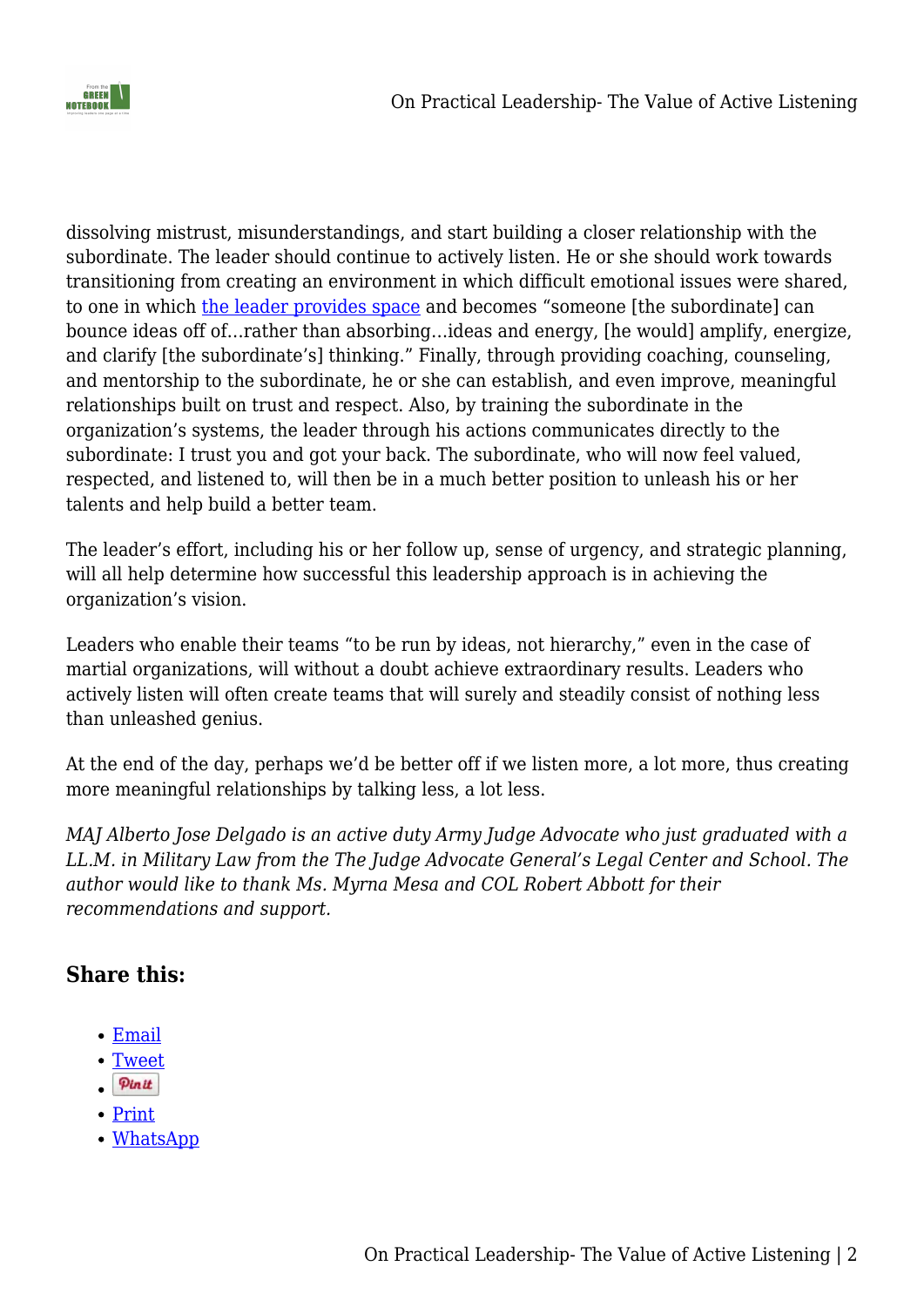dissolving mistrust, misunderstandings, and start building a closer relationship with the subordinate. The leader should continue to actively listen. He or she should work towards transitioning from creating an environment in which difficult emotional issues were shared, to one in which [the leader provides space]() and becomes “someone [the subordinate] can bounce ideas off of…rather than absorbing…ideas and energy, [he would] amplify, energize, and clarify [the subordinate’s] thinking.” Finally, through providing coaching, counseling, and mentorship to the subordinate, he or she can establish, and even improve, meaningful relationships built on trust and respect. Also, by training the subordinate in the organization’s systems, the leader through his actions communicates directly to the subordinate: I trust you and got your back. The subordinate, who will now feel valued, respected, and listened to, will then be in a much better position to unleash his or her talents and help build a better team.

The leader’s effort, including his or her follow up, sense of urgency, and strategic planning, will all help determine how successful this leadership approach is in achieving the organization’s vision.

Leaders who enable their teams “to be run by ideas, not hierarchy,” even in the case of martial organizations, will without a doubt achieve extraordinary results. Leaders who actively listen will often create teams that will surely and steadily consist of nothing less than unleashed genius.

At the end of the day, perhaps we’d be better off if we listen more, a lot more, thus creating more meaningful relationships by talking less, a lot less.

*MAJ Alberto Jose Delgado is an active duty Army Judge Advocate who just graduated with a LL.M. in Military Law from the The Judge Advocate General’s Legal Center and School. The author would like to thank Ms. Myrna Mesa and COL Robert Abbott for their recommendations and support.*

### Share this:

- Email
- Tweet
- Pin it
- Print
- WhatsApp